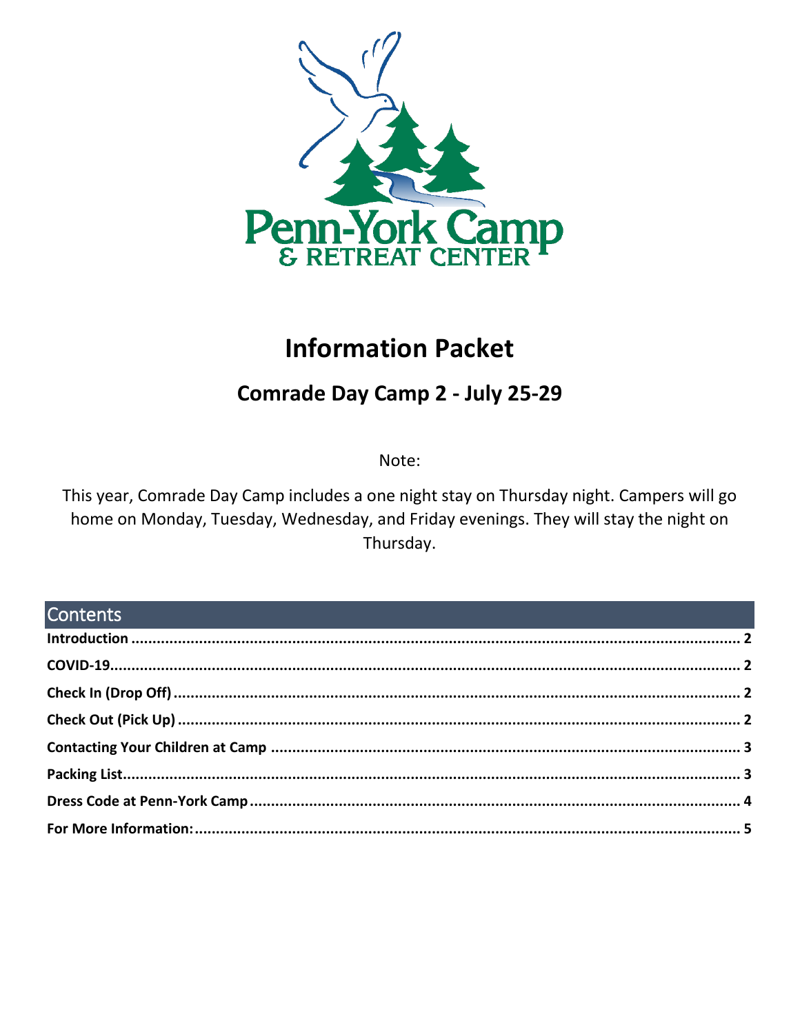Penn-York Camp
& RETREAT CENTER

# Information Packet

## Comrade Day Camp 2 - July 25-29

Note:

This year, Comrade Day Camp includes a one night stay on Thursday night. Campers will go home on Monday, Tuesday, Wednesday, and Friday evenings. They will stay the night on Thursday.

## Contents

**Introduction** ..... 2

**COVID-19** ..... 2

**Check In (Drop Off)** ..... 2

**Check Out (Pick Up)** ..... 2

**Contacting Your Children at Camp** ..... 3

**Packing List** ..... 3

**Dress Code at Penn-York Camp** ..... 4

**For More Information:** ..... 5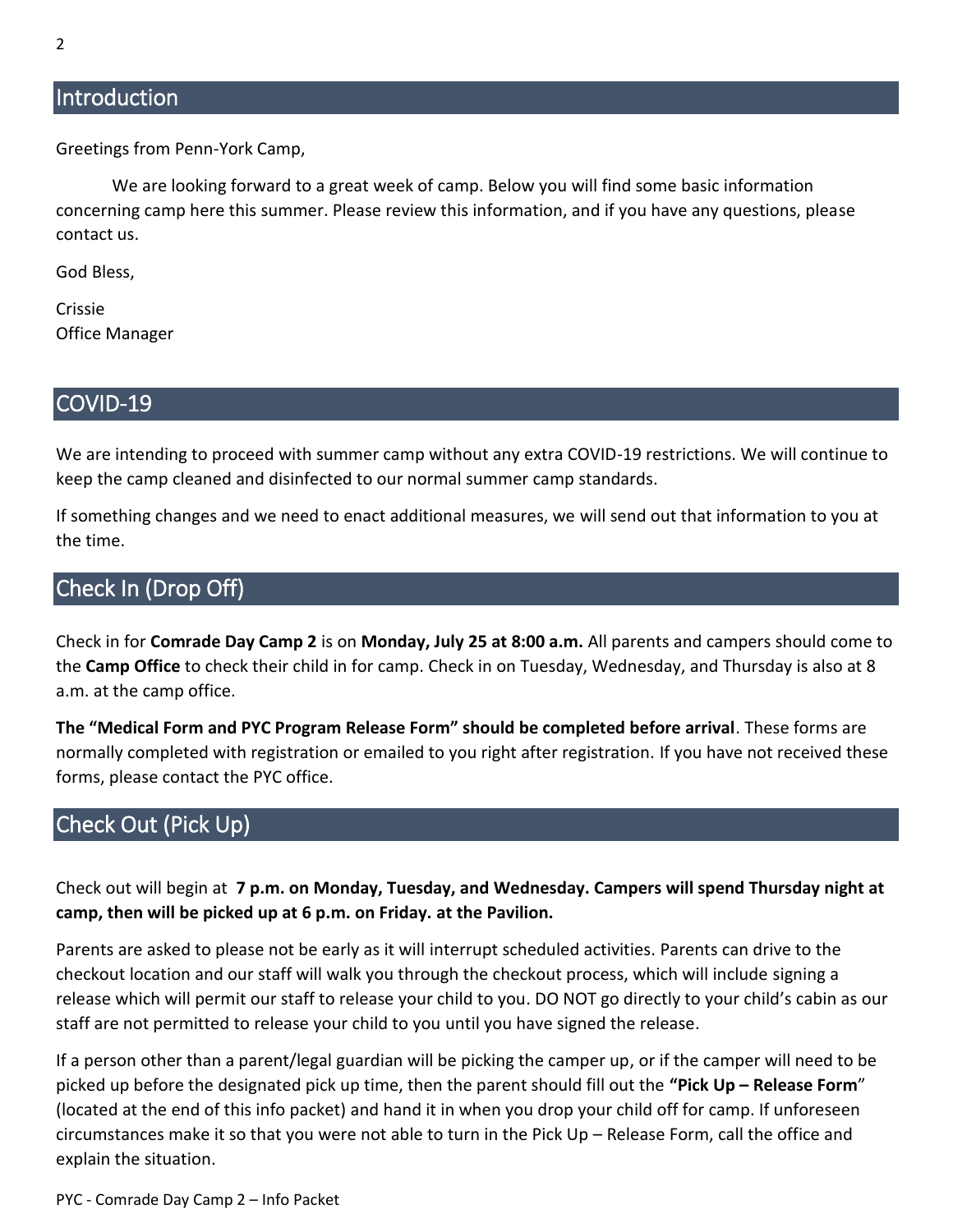## Introduction

Greetings from Penn-York Camp,

We are looking forward to a great week of camp. Below you will find some basic information concerning camp here this summer. Please review this information, and if you have any questions, please contact us.

God Bless,

Crissie
Office Manager

## COVID-19

We are intending to proceed with summer camp without any extra COVID-19 restrictions. We will continue to keep the camp cleaned and disinfected to our normal summer camp standards.

If something changes and we need to enact additional measures, we will send out that information to you at the time.

## Check In (Drop Off)

Check in for **Comrade Day Camp 2** is on **Monday, July 25 at 8:00 a.m.** All parents and campers should come to the **Camp Office** to check their child in for camp. Check in on Tuesday, Wednesday, and Thursday is also at 8 a.m. at the camp office.

**The "Medical Form and PYC Program Release Form" should be completed before arrival**. These forms are normally completed with registration or emailed to you right after registration. If you have not received these forms, please contact the PYC office.

## Check Out (Pick Up)

Check out will begin at **7 p.m. on Monday, Tuesday, and Wednesday. Campers will spend Thursday night at camp, then will be picked up at 6 p.m. on Friday. at the Pavilion.**

Parents are asked to please not be early as it will interrupt scheduled activities. Parents can drive to the checkout location and our staff will walk you through the checkout process, which will include signing a release which will permit our staff to release your child to you. DO NOT go directly to your child's cabin as our staff are not permitted to release your child to you until you have signed the release.

If a person other than a parent/legal guardian will be picking the camper up, or if the camper will need to be picked up before the designated pick up time, then the parent should fill out the **"Pick Up – Release Form"** (located at the end of this info packet) and hand it in when you drop your child off for camp. If unforeseen circumstances make it so that you were not able to turn in the Pick Up – Release Form, call the office and explain the situation.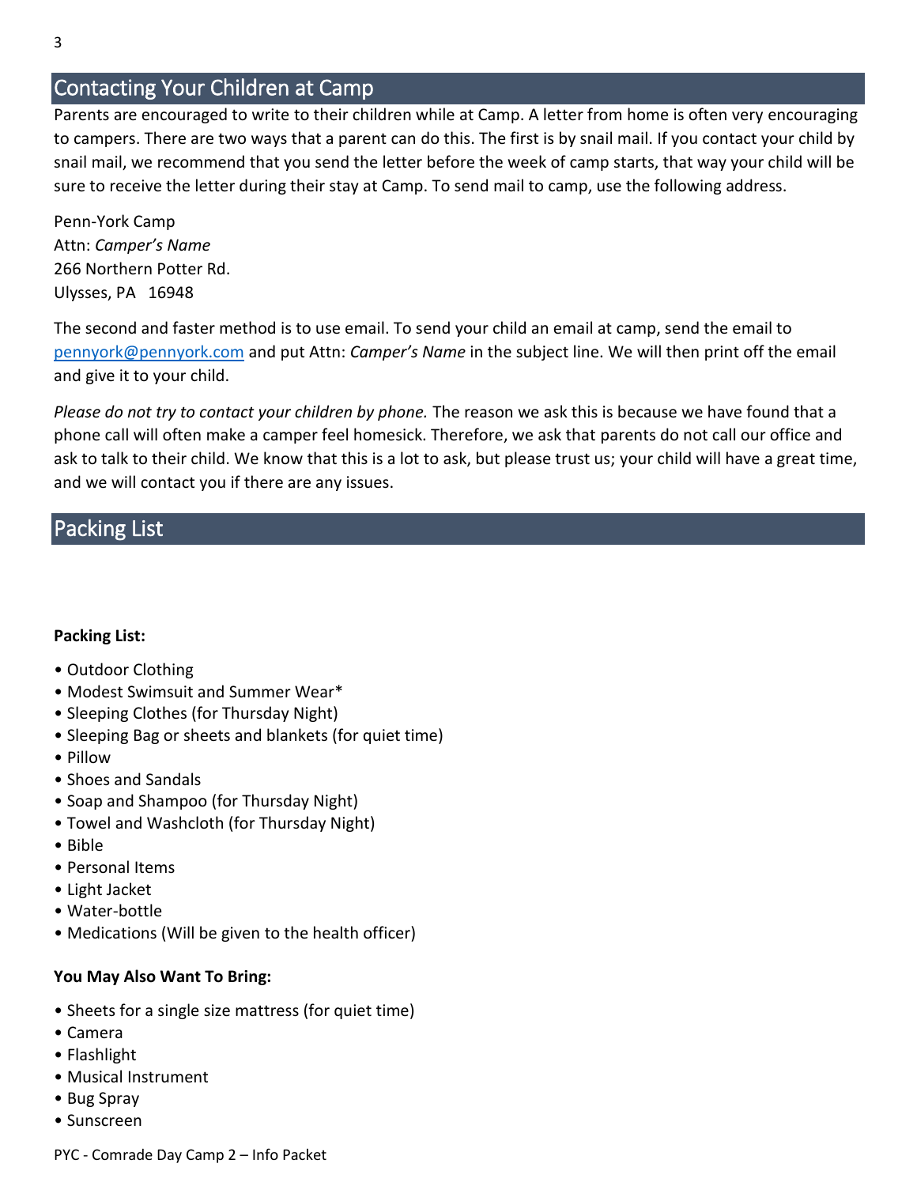## Contacting Your Children at Camp

Parents are encouraged to write to their children while at Camp. A letter from home is often very encouraging to campers. There are two ways that a parent can do this. The first is by snail mail. If you contact your child by snail mail, we recommend that you send the letter before the week of camp starts, that way your child will be sure to receive the letter during their stay at Camp. To send mail to camp, use the following address.

Penn-York Camp
Attn: *Camper's Name*
266 Northern Potter Rd.
Ulysses, PA 16948

The second and faster method is to use email. To send your child an email at camp, send the email to pennyork@pennyork.com and put Attn: *Camper's Name* in the subject line. We will then print off the email and give it to your child.

*Please do not try to contact your children by phone.* The reason we ask this is because we have found that a phone call will often make a camper feel homesick. Therefore, we ask that parents do not call our office and ask to talk to their child. We know that this is a lot to ask, but please trust us; your child will have a great time, and we will contact you if there are any issues.

## Packing List

**Packing List:**

- Outdoor Clothing
- Modest Swimsuit and Summer Wear*
- Sleeping Clothes (for Thursday Night)
- Sleeping Bag or sheets and blankets (for quiet time)
- Pillow
- Shoes and Sandals
- Soap and Shampoo (for Thursday Night)
- Towel and Washcloth (for Thursday Night)
- Bible
- Personal Items
- Light Jacket
- Water-bottle
- Medications (Will be given to the health officer)

**You May Also Want To Bring:**

- Sheets for a single size mattress (for quiet time)
- Camera
- Flashlight
- Musical Instrument
- Bug Spray
- Sunscreen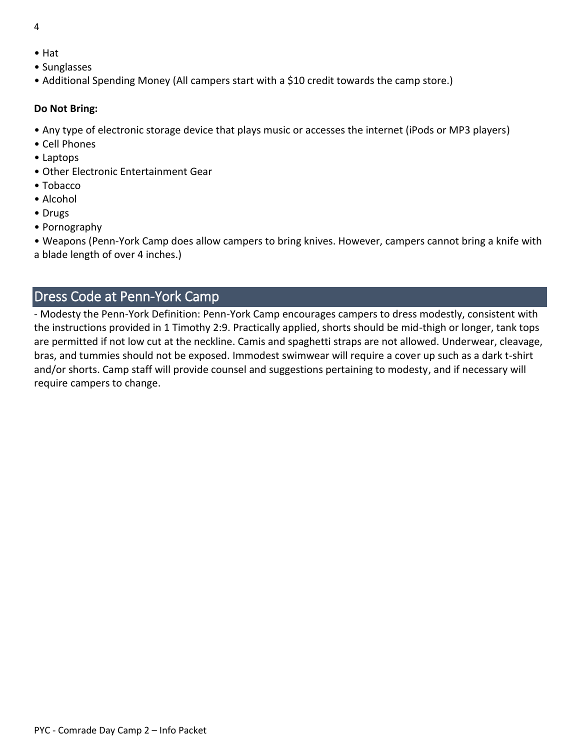- Hat
- Sunglasses
- Additional Spending Money (All campers start with a $10 credit towards the camp store.)

**Do Not Bring:**

- Any type of electronic storage device that plays music or accesses the internet (iPods or MP3 players)
- Cell Phones
- Laptops
- Other Electronic Entertainment Gear
- Tobacco
- Alcohol
- Drugs
- Pornography
- Weapons (Penn-York Camp does allow campers to bring knives. However, campers cannot bring a knife with a blade length of over 4 inches.)

## Dress Code at Penn-York Camp

- Modesty the Penn-York Definition: Penn-York Camp encourages campers to dress modestly, consistent with the instructions provided in 1 Timothy 2:9. Practically applied, shorts should be mid-thigh or longer, tank tops are permitted if not low cut at the neckline. Camis and spaghetti straps are not allowed. Underwear, cleavage, bras, and tummies should not be exposed. Immodest swimwear will require a cover up such as a dark t-shirt and/or shorts. Camp staff will provide counsel and suggestions pertaining to modesty, and if necessary will require campers to change.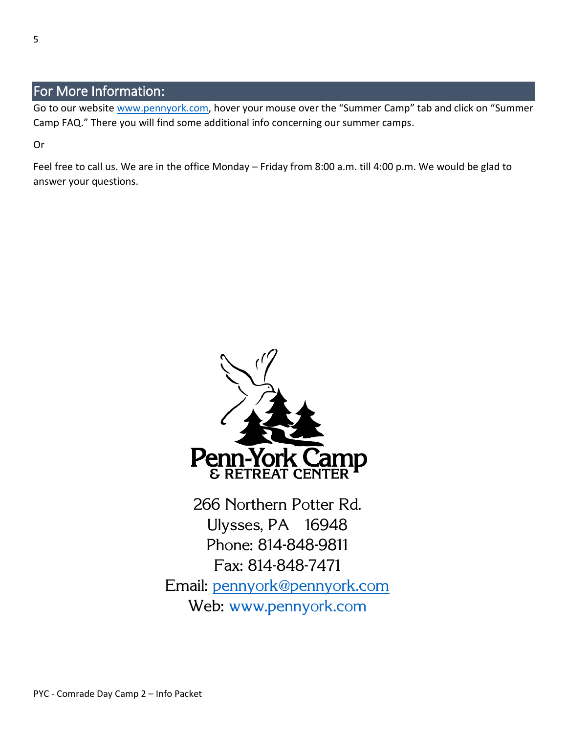## For More Information:

Go to our website www.pennyork.com, hover your mouse over the "Summer Camp" tab and click on "Summer Camp FAQ." There you will find some additional info concerning our summer camps.

Or

Feel free to call us. We are in the office Monday – Friday from 8:00 a.m. till 4:00 p.m. We would be glad to answer your questions.

Penn-York Camp
& RETREAT CENTER

266 Northern Potter Rd.
Ulysses, PA 16948
Phone: 814-848-9811
Fax: 814-848-7471
Email: pennyork@pennyork.com
Web: www.pennyork.com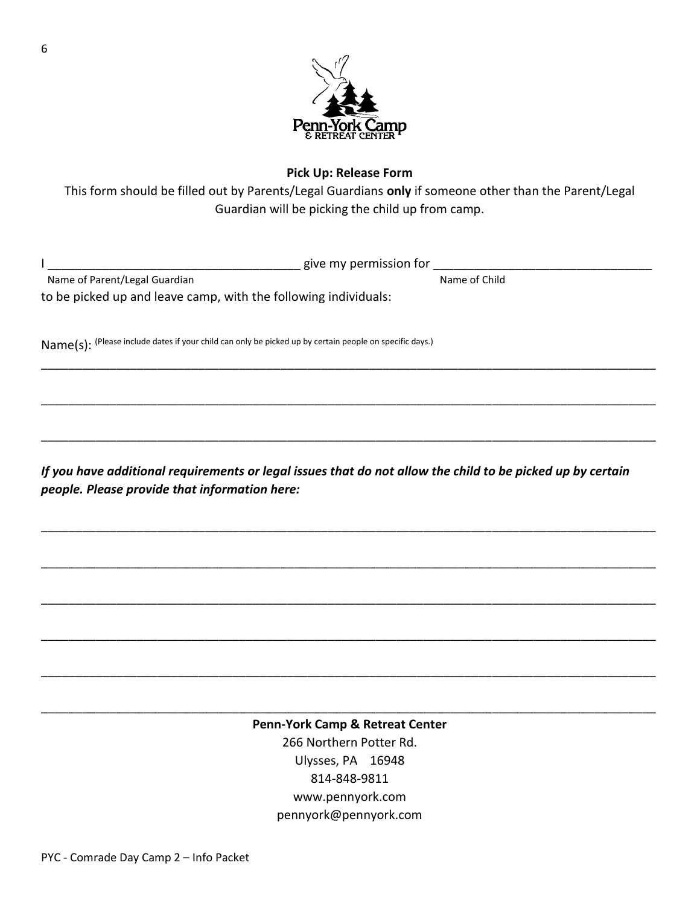**Pick Up: Release Form**

This form should be filled out by Parents/Legal Guardians **only** if someone other than the Parent/Legal Guardian will be picking the child up from camp.

I ____________________________________ give my permission for ________________________________

Name of Parent/Legal Guardian  Name of Child

to be picked up and leave camp, with the following individuals:

Name(s): (Please include dates if your child can only be picked up by certain people on specific days.)

______________________________________________________________________________________

______________________________________________________________________________________

______________________________________________________________________________________

***If you have additional requirements or legal issues that do not allow the child to be picked up by certain people. Please provide that information here:***

______________________________________________________________________________________

______________________________________________________________________________________

______________________________________________________________________________________

______________________________________________________________________________________

______________________________________________________________________________________

______________________________________________________________________________________

**Penn-York Camp & Retreat Center**

266 Northern Potter Rd.

Ulysses, PA 16948

814-848-9811

www.pennyork.com

pennyork@pennyork.com